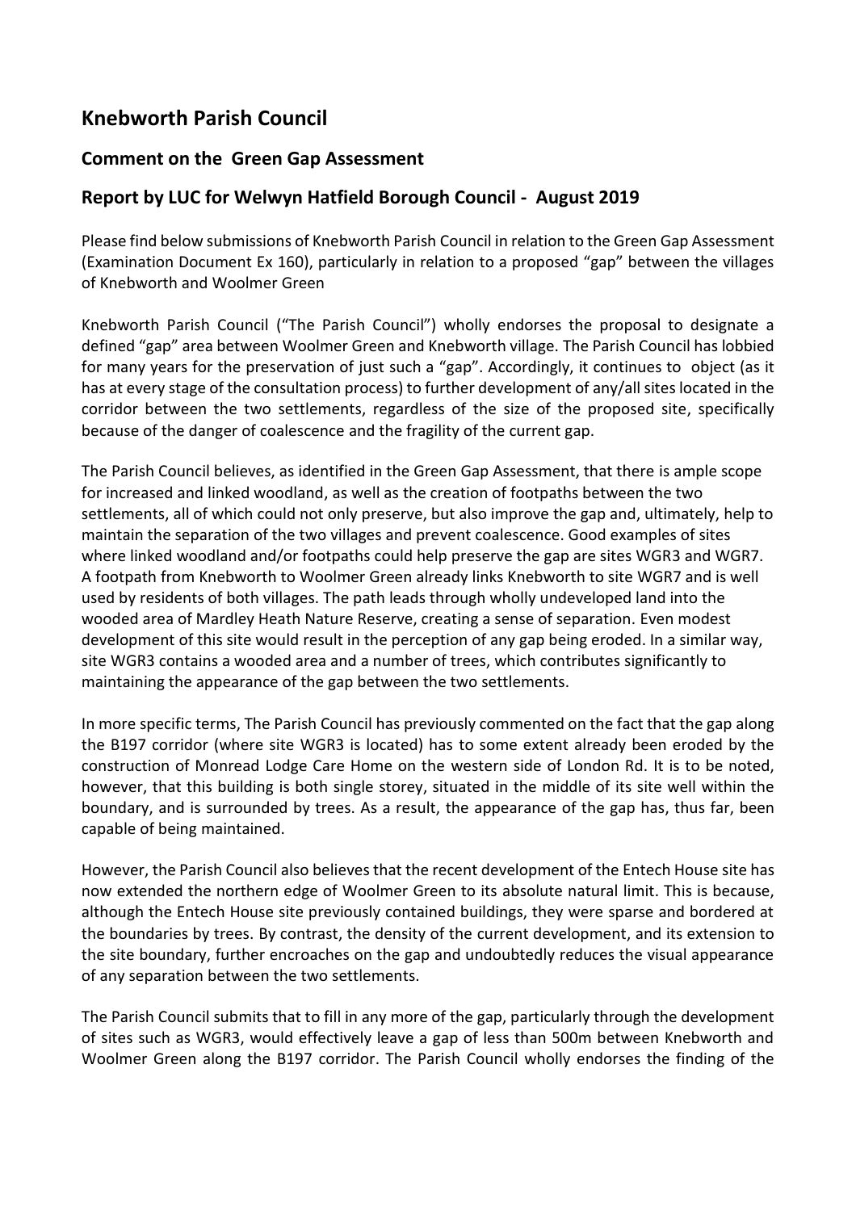# Knebworth Parish Council

## Comment on the Green Gap Assessment

## Report by LUC for Welwyn Hatfield Borough Council - August 2019

Please find below submissions of Knebworth Parish Council in relation to the Green Gap Assessment (Examination Document Ex 160), particularly in relation to a proposed "gap" between the villages of Knebworth and Woolmer Green

Knebworth Parish Council ("The Parish Council") wholly endorses the proposal to designate a defined "gap" area between Woolmer Green and Knebworth village. The Parish Council has lobbied for many years for the preservation of just such a "gap". Accordingly, it continues to object (as it has at every stage of the consultation process) to further development of any/all sites located in the corridor between the two settlements, regardless of the size of the proposed site, specifically because of the danger of coalescence and the fragility of the current gap.

The Parish Council believes, as identified in the Green Gap Assessment, that there is ample scope for increased and linked woodland, as well as the creation of footpaths between the two settlements, all of which could not only preserve, but also improve the gap and, ultimately, help to maintain the separation of the two villages and prevent coalescence. Good examples of sites where linked woodland and/or footpaths could help preserve the gap are sites WGR3 and WGR7. A footpath from Knebworth to Woolmer Green already links Knebworth to site WGR7 and is well used by residents of both villages. The path leads through wholly undeveloped land into the wooded area of Mardley Heath Nature Reserve, creating a sense of separation. Even modest development of this site would result in the perception of any gap being eroded. In a similar way, site WGR3 contains a wooded area and a number of trees, which contributes significantly to maintaining the appearance of the gap between the two settlements.

In more specific terms, The Parish Council has previously commented on the fact that the gap along the B197 corridor (where site WGR3 is located) has to some extent already been eroded by the construction of Monread Lodge Care Home on the western side of London Rd. It is to be noted, however, that this building is both single storey, situated in the middle of its site well within the boundary, and is surrounded by trees. As a result, the appearance of the gap has, thus far, been capable of being maintained.

However, the Parish Council also believes that the recent development of the Entech House site has now extended the northern edge of Woolmer Green to its absolute natural limit. This is because, although the Entech House site previously contained buildings, they were sparse and bordered at the boundaries by trees. By contrast, the density of the current development, and its extension to the site boundary, further encroaches on the gap and undoubtedly reduces the visual appearance of any separation between the two settlements.

The Parish Council submits that to fill in any more of the gap, particularly through the development of sites such as WGR3, would effectively leave a gap of less than 500m between Knebworth and Woolmer Green along the B197 corridor. The Parish Council wholly endorses the finding of the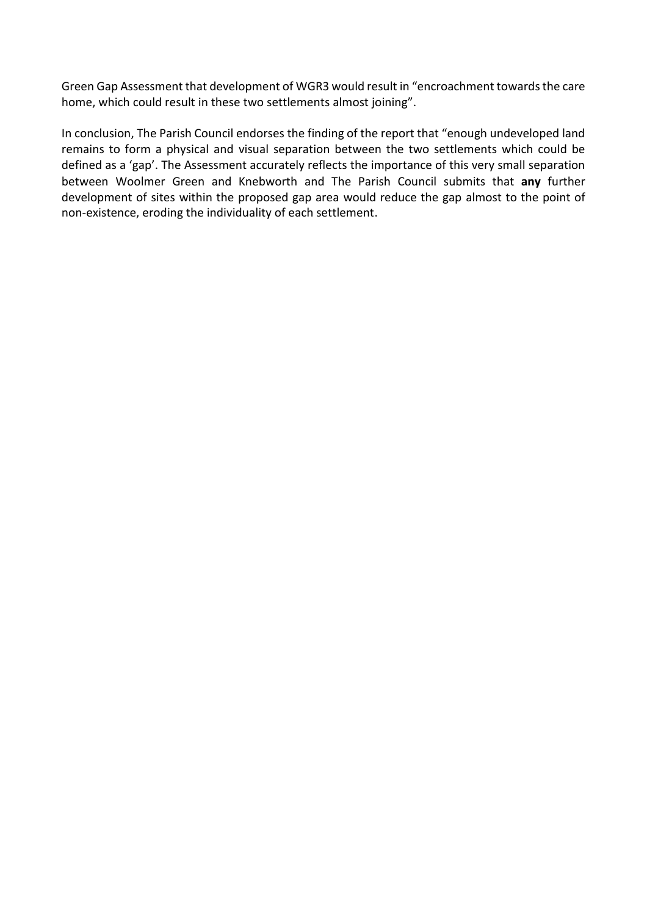Green Gap Assessment that development of WGR3 would result in “encroachment towards the care home, which could result in these two settlements almost joining”.

In conclusion, The Parish Council endorses the finding of the report that “enough undeveloped land remains to form a physical and visual separation between the two settlements which could be defined as a ‘gap’. The Assessment accurately reflects the importance of this very small separation between Woolmer Green and Knebworth and The Parish Council submits that **any** further development of sites within the proposed gap area would reduce the gap almost to the point of non-existence, eroding the individuality of each settlement.